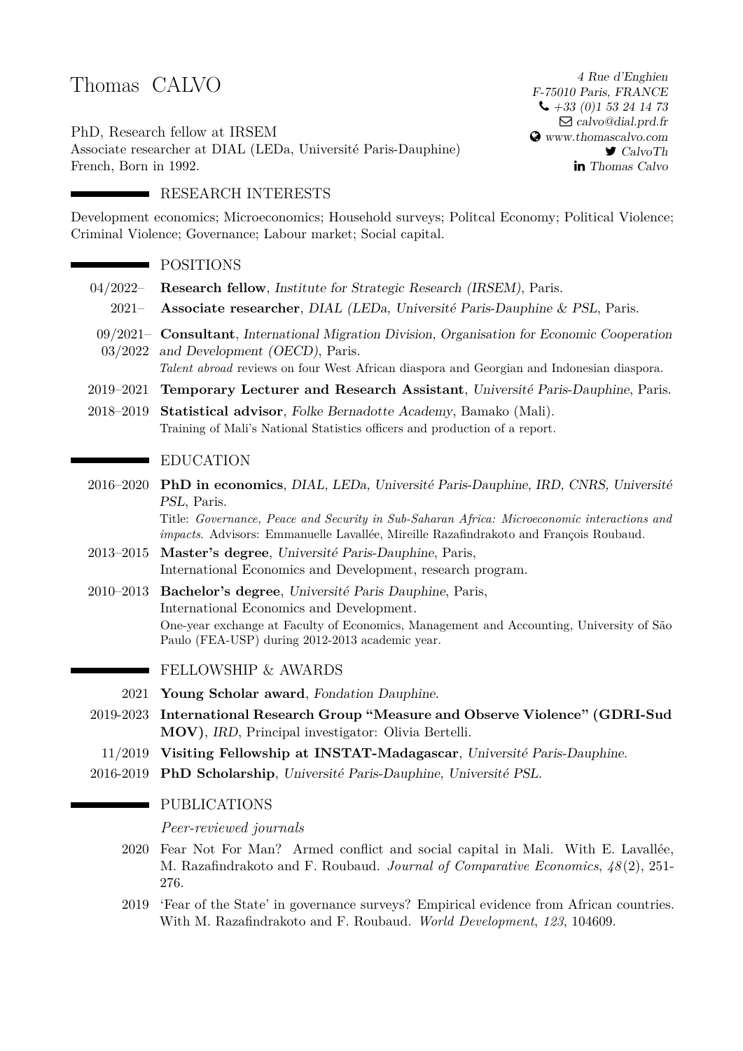# Thomas CALVO

PhD, Research fellow at IRSEM
Associate researcher at DIAL (LEDa, Université Paris-Dauphine)
French, Born in 1992.

*4 Rue d'Enghien*
*F-75010 Paris, FRANCE*
*+33 (0)1 53 24 14 73*
*calvo@dial.prd.fr*
*www.thomascalvo.com*
*CalvoTh*
*Thomas Calvo*

## RESEARCH INTERESTS

Development economics; Microeconomics; Household surveys; Politcal Economy; Political Violence; Criminal Violence; Governance; Labour market; Social capital.

## POSITIONS

04/2022– **Research fellow**, *Institute for Strategic Research (IRSEM)*, Paris.

2021– **Associate researcher**, *DIAL (LEDa, Université Paris-Dauphine & PSL*, Paris.

09/2021–03/2022 **Consultant**, *International Migration Division, Organisation for Economic Cooperation and Development (OECD)*, Paris.
*Talent abroad* reviews on four West African diaspora and Georgian and Indonesian diaspora.

2019–2021 **Temporary Lecturer and Research Assistant**, *Université Paris-Dauphine*, Paris.

2018–2019 **Statistical advisor**, *Folke Bernadotte Academy*, Bamako (Mali).
Training of Mali's National Statistics officers and production of a report.

## EDUCATION

2016–2020 **PhD in economics**, *DIAL, LEDa, Université Paris-Dauphine, IRD, CNRS, Université PSL*, Paris.
Title: *Governance, Peace and Security in Sub-Saharan Africa: Microeconomic interactions and impacts*. Advisors: Emmanuelle Lavallée, Mireille Razafindrakoto and François Roubaud.

2013–2015 **Master's degree**, *Université Paris-Dauphine*, Paris,
International Economics and Development, research program.

2010–2013 **Bachelor's degree**, *Université Paris Dauphine*, Paris,
International Economics and Development.
One-year exchange at Faculty of Economics, Management and Accounting, University of São Paulo (FEA-USP) during 2012-2013 academic year.

## FELLOWSHIP & AWARDS

2021 **Young Scholar award**, *Fondation Dauphine*.

2019-2023 **International Research Group "Measure and Observe Violence" (GDRI-Sud MOV)**, *IRD*, Principal investigator: Olivia Bertelli.

11/2019 **Visiting Fellowship at INSTAT-Madagascar**, *Université Paris-Dauphine*.

2016-2019 **PhD Scholarship**, *Université Paris-Dauphine, Université PSL*.

## PUBLICATIONS

*Peer-reviewed journals*

2020 Fear Not For Man? Armed conflict and social capital in Mali. With E. Lavallée, M. Razafindrakoto and F. Roubaud. *Journal of Comparative Economics*, *48*(2), 251-276.

2019 'Fear of the State' in governance surveys? Empirical evidence from African countries. With M. Razafindrakoto and F. Roubaud. *World Development*, *123*, 104609.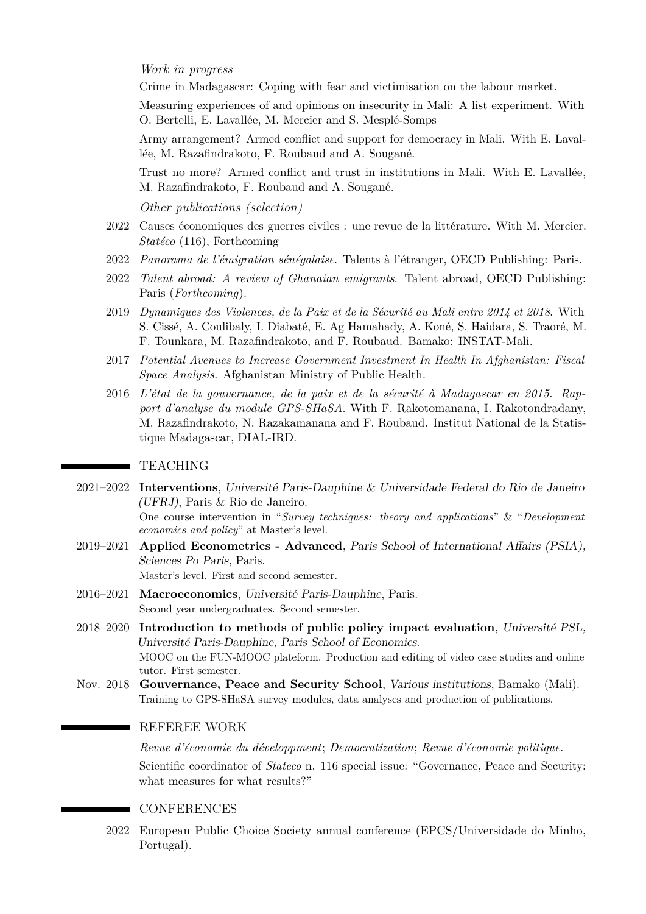*Work in progress*

Crime in Madagascar: Coping with fear and victimisation on the labour market.

Measuring experiences of and opinions on insecurity in Mali: A list experiment. With O. Bertelli, E. Lavallée, M. Mercier and S. Mesplé-Somps

Army arrangement? Armed conflict and support for democracy in Mali. With E. Lavallée, M. Razafindrakoto, F. Roubaud and A. Sougané.

Trust no more? Armed conflict and trust in institutions in Mali. With E. Lavallée, M. Razafindrakoto, F. Roubaud and A. Sougané.

*Other publications (selection)*

2022 Causes économiques des guerres civiles : une revue de la littérature. With M. Mercier. *Statéco* (116), Forthcoming

2022 *Panorama de l'émigration sénégalaise*. Talents à l'étranger, OECD Publishing: Paris.

2022 *Talent abroad: A review of Ghanaian emigrants*. Talent abroad, OECD Publishing: Paris (*Forthcoming*).

2019 *Dynamiques des Violences, de la Paix et de la Sécurité au Mali entre 2014 et 2018*. With S. Cissé, A. Coulibaly, I. Diabaté, E. Ag Hamahady, A. Koné, S. Haidara, S. Traoré, M. F. Tounkara, M. Razafindrakoto, and F. Roubaud. Bamako: INSTAT-Mali.

2017 *Potential Avenues to Increase Government Investment In Health In Afghanistan: Fiscal Space Analysis*. Afghanistan Ministry of Public Health.

2016 *L'état de la gouvernance, de la paix et de la sécurité à Madagascar en 2015. Rapport d'analyse du module GPS-SHaSA*. With F. Rakotomanana, I. Rakotondradany, M. Razafindrakoto, N. Razakamanana and F. Roubaud. Institut National de la Statistique Madagascar, DIAL-IRD.

## TEACHING

2021–2022 **Interventions**, *Université Paris-Dauphine & Universidade Federal do Rio de Janeiro (UFRJ)*, Paris & Rio de Janeiro.
One course intervention in "*Survey techniques: theory and applications*" & "*Development economics and policy*" at Master's level.

2019–2021 **Applied Econometrics - Advanced**, *Paris School of International Affairs (PSIA), Sciences Po Paris*, Paris.
Master's level. First and second semester.

2016–2021 **Macroeconomics**, *Université Paris-Dauphine*, Paris.
Second year undergraduates. Second semester.

2018–2020 **Introduction to methods of public policy impact evaluation**, *Université PSL, Université Paris-Dauphine, Paris School of Economics*.
MOOC on the FUN-MOOC plateform. Production and editing of video case studies and online tutor. First semester.

Nov. 2018 **Gouvernance, Peace and Security School**, *Various institutions*, Bamako (Mali).
Training to GPS-SHaSA survey modules, data analyses and production of publications.

## REFEREE WORK

*Revue d'économie du développment*; *Democratization*; *Revue d'économie politique*.

Scientific coordinator of *Stateco* n. 116 special issue: "Governance, Peace and Security: what measures for what results?"

## CONFERENCES

2022 European Public Choice Society annual conference (EPCS/Universidade do Minho, Portugal).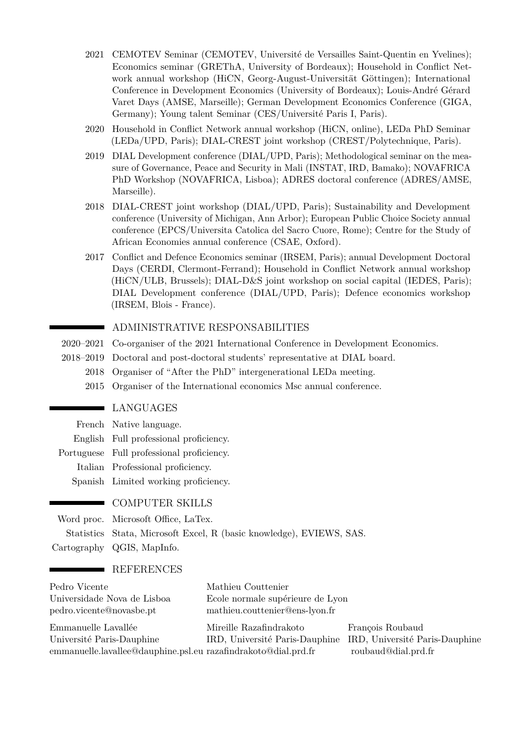2021 CEMOTEV Seminar (CEMOTEV, Université de Versailles Saint-Quentin en Yvelines); Economics seminar (GREThA, University of Bordeaux); Household in Conflict Network annual workshop (HiCN, Georg-August-Universität Göttingen); International Conference in Development Economics (University of Bordeaux); Louis-André Gérard Varet Days (AMSE, Marseille); German Development Economics Conference (GIGA, Germany); Young talent Seminar (CES/Université Paris I, Paris).

2020 Household in Conflict Network annual workshop (HiCN, online), LEDa PhD Seminar (LEDa/UPD, Paris); DIAL-CREST joint workshop (CREST/Polytechnique, Paris).

2019 DIAL Development conference (DIAL/UPD, Paris); Methodological seminar on the measure of Governance, Peace and Security in Mali (INSTAT, IRD, Bamako); NOVAFRICA PhD Workshop (NOVAFRICA, Lisboa); ADRES doctoral conference (ADRES/AMSE, Marseille).

2018 DIAL-CREST joint workshop (DIAL/UPD, Paris); Sustainability and Development conference (University of Michigan, Ann Arbor); European Public Choice Society annual conference (EPCS/Universita Catolica del Sacro Cuore, Rome); Centre for the Study of African Economies annual conference (CSAE, Oxford).

2017 Conflict and Defence Economics seminar (IRSEM, Paris); annual Development Doctoral Days (CERDI, Clermont-Ferrand); Household in Conflict Network annual workshop (HiCN/ULB, Brussels); DIAL-D&S joint workshop on social capital (IEDES, Paris); DIAL Development conference (DIAL/UPD, Paris); Defence economics workshop (IRSEM, Blois - France).

## ADMINISTRATIVE RESPONSABILITIES

2020–2021 Co-organiser of the 2021 International Conference in Development Economics.

2018–2019 Doctoral and post-doctoral students' representative at DIAL board.

2018 Organiser of "After the PhD" intergenerational LEDa meeting.

2015 Organiser of the International economics Msc annual conference.

## LANGUAGES

French Native language.

English Full professional proficiency.

Portuguese Full professional proficiency.

Italian Professional proficiency.

Spanish Limited working proficiency.

## COMPUTER SKILLS

Word proc. Microsoft Office, LaTex.

Statistics Stata, Microsoft Excel, R (basic knowledge), EVIEWS, SAS.

Cartography QGIS, MapInfo.

## REFERENCES

Pedro Vicente
Universidade Nova de Lisboa
pedro.vicente@novasbe.pt

Mathieu Couttenier
Ecole normale supérieure de Lyon
mathieu.couttenier@ens-lyon.fr

Emmanuelle Lavallée
Université Paris-Dauphine
emmanuelle.lavallee@dauphine.psl.eu

Mireille Razafindrakoto
IRD, Université Paris-Dauphine
razafindrakoto@dial.prd.fr

François Roubaud
IRD, Université Paris-Dauphine
roubaud@dial.prd.fr